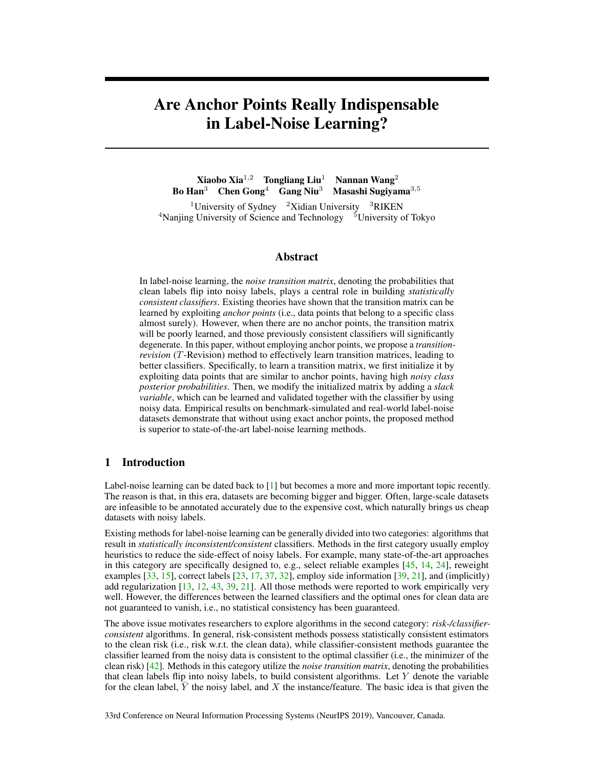# Are Anchor Points Really Indispensable in Label-Noise Learning?

**Xiaobo Xia**[1,2] **Tongliang Liu**[1] **Nannan Wang**[2]
**Bo Han**[3] **Chen Gong**[4] **Gang Niu**[3] **Masashi Sugiyama**[3,5]

[1]University of Sydney [2]Xidian University [3]RIKEN
[4]Nanjing University of Science and Technology [5]University of Tokyo

## Abstract

In label-noise learning, the *noise transition matrix*, denoting the probabilities that clean labels flip into noisy labels, plays a central role in building *statistically consistent classifiers*. Existing theories have shown that the transition matrix can be learned by exploiting *anchor points* (i.e., data points that belong to a specific class almost surely). However, when there are no anchor points, the transition matrix will be poorly learned, and those previously consistent classifiers will significantly degenerate. In this paper, without employing anchor points, we propose a *transition-revision* ($T$-Revision) method to effectively learn transition matrices, leading to better classifiers. Specifically, to learn a transition matrix, we first initialize it by exploiting data points that are similar to anchor points, having high *noisy class posterior probabilities*. Then, we modify the initialized matrix by adding a *slack variable*, which can be learned and validated together with the classifier by using noisy data. Empirical results on benchmark-simulated and real-world label-noise datasets demonstrate that without using exact anchor points, the proposed method is superior to state-of-the-art label-noise learning methods.

## 1 Introduction

Label-noise learning can be dated back to [1] but becomes a more and more important topic recently. The reason is that, in this era, datasets are becoming bigger and bigger. Often, large-scale datasets are infeasible to be annotated accurately due to the expensive cost, which naturally brings us cheap datasets with noisy labels.

Existing methods for label-noise learning can be generally divided into two categories: algorithms that result in *statistically inconsistent/consistent* classifiers. Methods in the first category usually employ heuristics to reduce the side-effect of noisy labels. For example, many state-of-the-art approaches in this category are specifically designed to, e.g., select reliable examples [45, 14, 24], reweight examples [33, 15], correct labels [23, 17, 37, 32], employ side information [39, 21], and (implicitly) add regularization [13, 12, 43, 39, 21]. All those methods were reported to work empirically very well. However, the differences between the learned classifiers and the optimal ones for clean data are not guaranteed to vanish, i.e., no statistical consistency has been guaranteed.

The above issue motivates researchers to explore algorithms in the second category: *risk-/classifier-consistent* algorithms. In general, risk-consistent methods possess statistically consistent estimators to the clean risk (i.e., risk w.r.t. the clean data), while classifier-consistent methods guarantee the classifier learned from the noisy data is consistent to the optimal classifier (i.e., the minimizer of the clean risk) [42]. Methods in this category utilize the *noise transition matrix*, denoting the probabilities that clean labels flip into noisy labels, to build consistent algorithms. Let $Y$ denote the variable for the clean label, $\bar{Y}$ the noisy label, and $X$ the instance/feature. The basic idea is that given the

33rd Conference on Neural Information Processing Systems (NeurIPS 2019), Vancouver, Canada.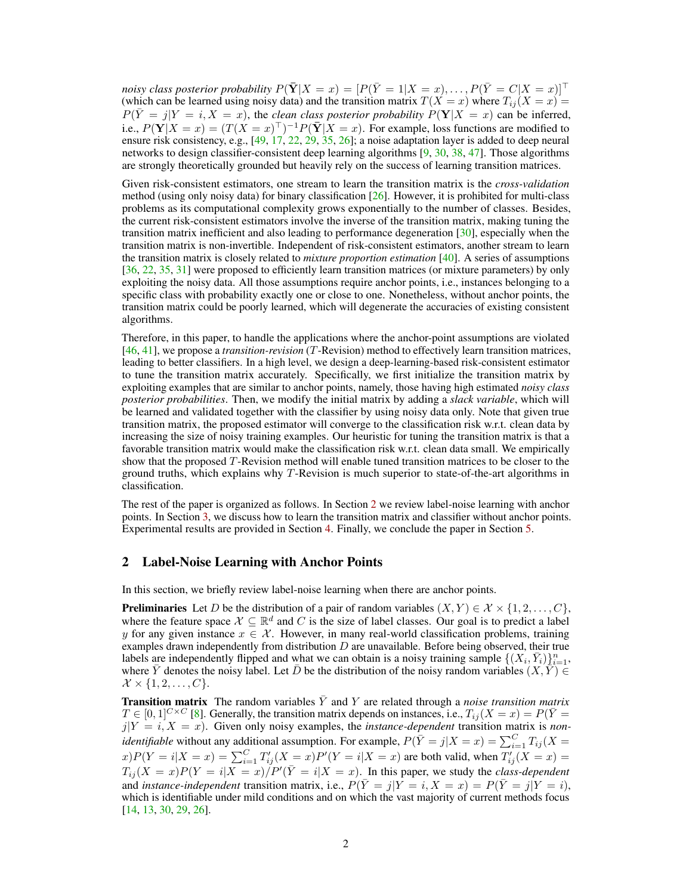*noisy class posterior probability* $P(\bar{\mathbf{Y}}|X = x) = [P(\bar{Y} = 1|X = x), \dots, P(\bar{Y} = C|X = x)]^\top$ (which can be learned using noisy data) and the transition matrix $T(X = x)$ where $T_{ij}(X = x) = P(\bar{Y} = j|Y = i, X = x)$, the *clean class posterior probability* $P(\mathbf{Y}|X = x)$ can be inferred, i.e., $P(\mathbf{Y}|X = x) = (T(X = x)^\top)^{-1} P(\bar{\mathbf{Y}}|X = x)$. For example, loss functions are modified to ensure risk consistency, e.g., [49, 17, 22, 29, 35, 26]; a noise adaptation layer is added to deep neural networks to design classifier-consistent deep learning algorithms [9, 30, 38, 47]. Those algorithms are strongly theoretically grounded but heavily rely on the success of learning transition matrices.

Given risk-consistent estimators, one stream to learn the transition matrix is the *cross-validation* method (using only noisy data) for binary classification [26]. However, it is prohibited for multi-class problems as its computational complexity grows exponentially to the number of classes. Besides, the current risk-consistent estimators involve the inverse of the transition matrix, making tuning the transition matrix inefficient and also leading to performance degeneration [30], especially when the transition matrix is non-invertible. Independent of risk-consistent estimators, another stream to learn the transition matrix is closely related to *mixture proportion estimation* [40]. A series of assumptions [36, 22, 35, 31] were proposed to efficiently learn transition matrices (or mixture parameters) by only exploiting the noisy data. All those assumptions require anchor points, i.e., instances belonging to a specific class with probability exactly one or close to one. Nonetheless, without anchor points, the transition matrix could be poorly learned, which will degenerate the accuracies of existing consistent algorithms.

Therefore, in this paper, to handle the applications where the anchor-point assumptions are violated [46, 41], we propose a *transition-revision* ($T$-Revision) method to effectively learn transition matrices, leading to better classifiers. In a high level, we design a deep-learning-based risk-consistent estimator to tune the transition matrix accurately. Specifically, we first initialize the transition matrix by exploiting examples that are similar to anchor points, namely, those having high estimated *noisy class posterior probabilities*. Then, we modify the initial matrix by adding a *slack variable*, which will be learned and validated together with the classifier by using noisy data only. Note that given true transition matrix, the proposed estimator will converge to the classification risk w.r.t. clean data by increasing the size of noisy training examples. Our heuristic for tuning the transition matrix is that a favorable transition matrix would make the classification risk w.r.t. clean data small. We empirically show that the proposed $T$-Revision method will enable tuned transition matrices to be closer to the ground truths, which explains why $T$-Revision is much superior to state-of-the-art algorithms in classification.

The rest of the paper is organized as follows. In Section 2 we review label-noise learning with anchor points. In Section 3, we discuss how to learn the transition matrix and classifier without anchor points. Experimental results are provided in Section 4. Finally, we conclude the paper in Section 5.

## 2 Label-Noise Learning with Anchor Points

In this section, we briefly review label-noise learning when there are anchor points.

**Preliminaries** Let $D$ be the distribution of a pair of random variables $(X, Y) \in \mathcal{X} \times \{1, 2, \dots, C\}$, where the feature space $\mathcal{X} \subseteq \mathbb{R}^d$ and $C$ is the size of label classes. Our goal is to predict a label $y$ for any given instance $x \in \mathcal{X}$. However, in many real-world classification problems, training examples drawn independently from distribution $D$ are unavailable. Before being observed, their true labels are independently flipped and what we can obtain is a noisy training sample $\{(X_i, \bar{Y}_i)\}_{i=1}^n$, where $\bar{Y}$ denotes the noisy label. Let $\bar{D}$ be the distribution of the noisy random variables $(X, \bar{Y}) \in \mathcal{X} \times \{1, 2, \dots, C\}$.

**Transition matrix** The random variables $\bar{Y}$ and $Y$ are related through a *noise transition matrix* $T \in [0, 1]^{C \times C}$ [8]. Generally, the transition matrix depends on instances, i.e., $T_{ij}(X = x) = P(\bar{Y} = j|Y = i, X = x)$. Given only noisy examples, the *instance-dependent* transition matrix is *non-identifiable* without any additional assumption. For example, $P(\bar{Y} = j|X = x) = \sum_{i=1}^C T_{ij}(X = x) P(Y = i|X = x) = \sum_{i=1}^C T'_{ij}(X = x) P'(Y = i|X = x)$ are both valid, when $T'_{ij}(X = x) = T_{ij}(X = x) P(Y = i|X = x) / P'(\bar{Y} = i|X = x)$. In this paper, we study the *class-dependent* and *instance-independent* transition matrix, i.e., $P(\bar{Y} = j|Y = i, X = x) = P(\bar{Y} = j|Y = i)$, which is identifiable under mild conditions and on which the vast majority of current methods focus [14, 13, 30, 29, 26].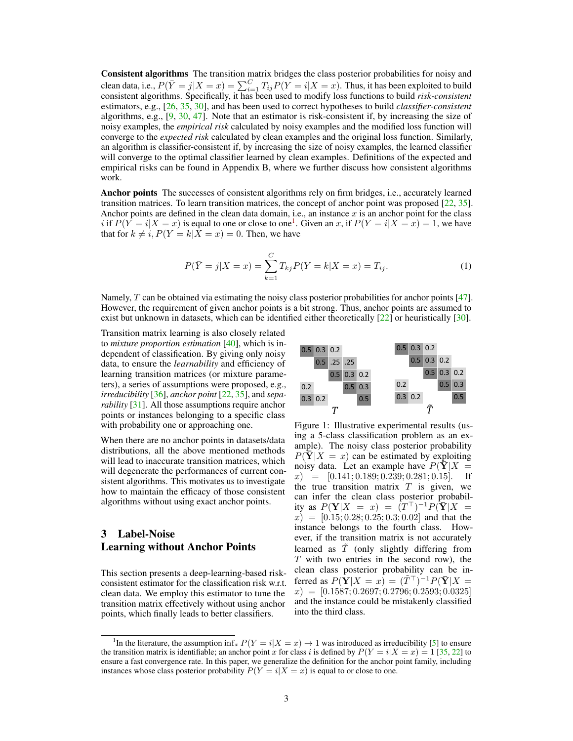**Consistent algorithms** The transition matrix bridges the class posterior probabilities for noisy and clean data, i.e., $P(\bar{Y} = j|X = x) = \sum_{i=1}^{C} T_{ij} P(Y = i|X = x)$. Thus, it has been exploited to build consistent algorithms. Specifically, it has been used to modify loss functions to build *risk-consistent* estimators, e.g., [26, 35, 30], and has been used to correct hypotheses to build *classifier-consistent* algorithms, e.g., [9, 30, 47]. Note that an estimator is risk-consistent if, by increasing the size of noisy examples, the *empirical risk* calculated by noisy examples and the modified loss function will converge to the *expected risk* calculated by clean examples and the original loss function. Similarly, an algorithm is classifier-consistent if, by increasing the size of noisy examples, the learned classifier will converge to the optimal classifier learned by clean examples. Definitions of the expected and empirical risks can be found in Appendix B, where we further discuss how consistent algorithms work.

**Anchor points** The successes of consistent algorithms rely on firm bridges, i.e., accurately learned transition matrices. To learn transition matrices, the concept of anchor point was proposed [22, 35]. Anchor points are defined in the clean data domain, i.e., an instance $x$ is an anchor point for the class $i$ if $P(Y = i|X = x)$ is equal to one or close to one[1]. Given an $x$, if $P(Y = i|X = x) = 1$, we have that for $k \neq i$, $P(Y = k|X = x) = 0$. Then, we have

$$P(\bar{Y} = j|X = x) = \sum_{k=1}^{C} T_{kj} P(Y = k|X = x) = T_{ij}. \tag{1}$$

Namely, $T$ can be obtained via estimating the noisy class posterior probabilities for anchor points [47]. However, the requirement of given anchor points is a bit strong. Thus, anchor points are assumed to exist but unknown in datasets, which can be identified either theoretically [22] or heuristically [30].

Transition matrix learning is also closely related to *mixture proportion estimation* [40], which is independent of classification. By giving only noisy data, to ensure the *learnability* and efficiency of learning transition matrices (or mixture parameters), a series of assumptions were proposed, e.g., *irreducibility* [36], *anchor point* [22, 35], and *separability* [31]. All those assumptions require anchor points or instances belonging to a specific class with probability one or approaching one.

When there are no anchor points in datasets/data distributions, all the above mentioned methods will lead to inaccurate transition matrices, which will degenerate the performances of current consistent algorithms. This motivates us to investigate how to maintain the efficacy of those consistent algorithms without using exact anchor points.

$T$:

| | | | | |
|---|---|---|---|---|
| 0.5 | 0.3 | 0.2 | | |
| | 0.5 | .25 | .25 | |
| | | 0.5 | 0.3 | 0.2 |
| 0.2 | | | 0.5 | 0.3 |
| 0.3 | 0.2 | | | 0.5 |

$\tilde{T}$:

| | | | | |
|---|---|---|---|---|
| 0.5 | 0.3 | 0.2 | | |
| | 0.5 | 0.3 | 0.2 | |
| | | 0.5 | 0.3 | 0.2 |
| 0.2 | | | 0.5 | 0.3 |
| 0.3 | 0.2 | | | 0.5 |

Figure 1: Illustrative experimental results (using a 5-class classification problem as an example). The noisy class posterior probability $P(\bar{\mathbf{Y}}|X = x)$ can be estimated by exploiting noisy data. Let an example have $P(\bar{\mathbf{Y}}|X = x) = [0.141; 0.189; 0.239; 0.281; 0.15]$. If the true transition matrix $T$ is given, we can infer the clean class posterior probability as $P(\mathbf{Y}|X = x) = (T^\top)^{-1} P(\bar{\mathbf{Y}}|X = x) = [0.15; 0.28; 0.25; 0.3; 0.02]$ and that the instance belongs to the fourth class. However, if the transition matrix is not accurately learned as $\tilde{T}$ (only slightly differing from $T$ with two entries in the second row), the clean class posterior probability can be inferred as $P(\mathbf{Y}|X = x) = (\tilde{T}^\top)^{-1} P(\bar{\mathbf{Y}}|X = x) = [0.1587; 0.2697; 0.2796; 0.2593; 0.0325]$ and the instance could be mistakenly classified into the third class.

## 3 Label-Noise Learning without Anchor Points

This section presents a deep-learning-based risk-consistent estimator for the classification risk w.r.t. clean data. We employ this estimator to tune the transition matrix effectively without using anchor points, which finally leads to better classifiers.

[1] In the literature, the assumption $\inf_x P(Y = i|X = x) \to 1$ was introduced as irreducibility [5] to ensure the transition matrix is identifiable; an anchor point $x$ for class $i$ is defined by $P(Y = i|X = x) = 1$ [35, 22] to ensure a fast convergence rate. In this paper, we generalize the definition for the anchor point family, including instances whose class posterior probability $P(Y = i|X = x)$ is equal to or close to one.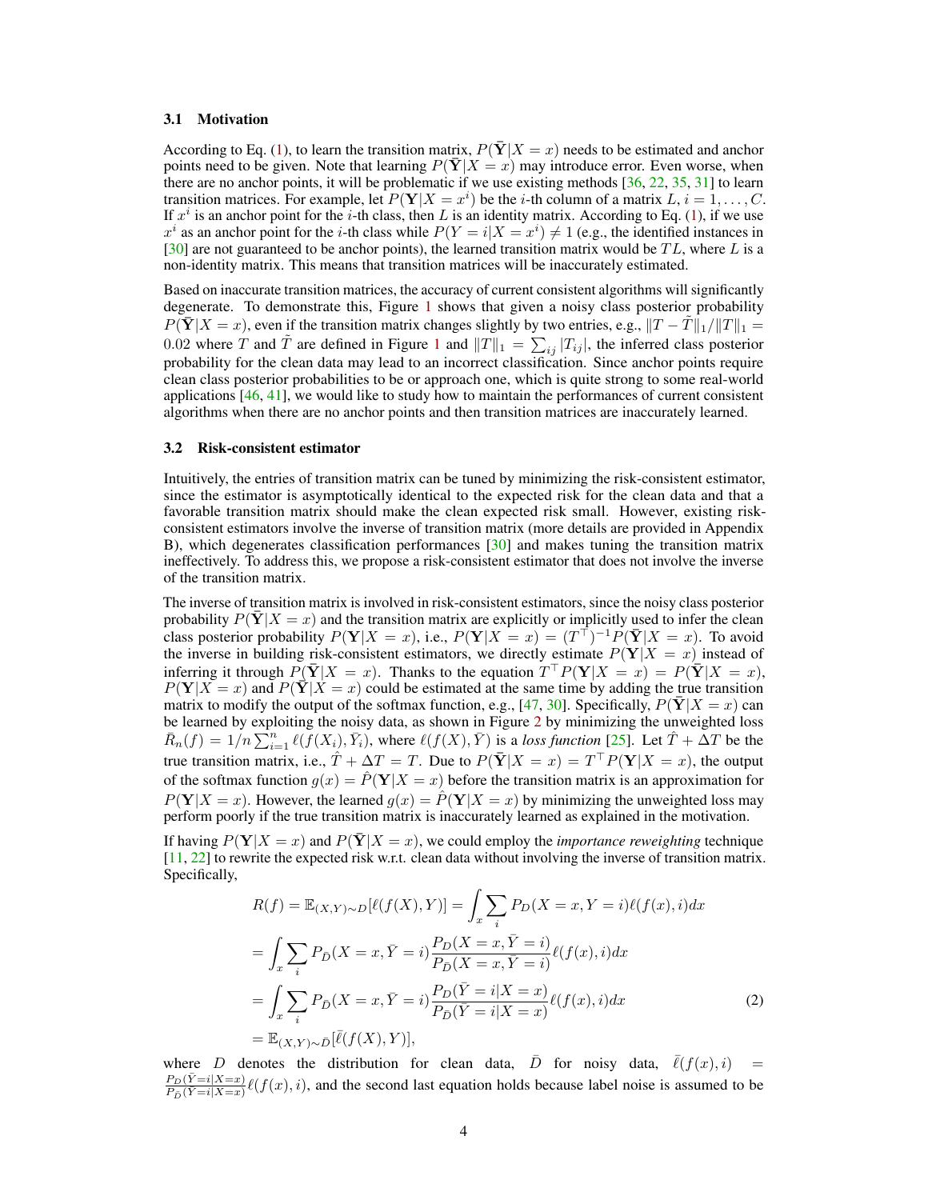### 3.1 Motivation

According to Eq. (1), to learn the transition matrix, $P(\bar{\mathbf{Y}}|X = x)$ needs to be estimated and anchor points need to be given. Note that learning $P(\bar{\mathbf{Y}}|X = x)$ may introduce error. Even worse, when there are no anchor points, it will be problematic if we use existing methods [36, 22, 35, 31] to learn transition matrices. For example, let $P(\mathbf{Y}|X = x^i)$ be the $i$-th column of a matrix $L$, $i = 1, \ldots, C$. If $x^i$ is an anchor point for the $i$-th class, then $L$ is an identity matrix. According to Eq. (1), if we use $x^i$ as an anchor point for the $i$-th class while $P(Y = i|X = x^i) \neq 1$ (e.g., the identified instances in [30] are not guaranteed to be anchor points), the learned transition matrix would be $TL$, where $L$ is a non-identity matrix. This means that transition matrices will be inaccurately estimated.

Based on inaccurate transition matrices, the accuracy of current consistent algorithms will significantly degenerate. To demonstrate this, Figure 1 shows that given a noisy class posterior probability $P(\bar{\mathbf{Y}}|X = x)$, even if the transition matrix changes slightly by two entries, e.g., $\|T - \tilde{T}\|_1 / \|T\|_1 = 0.02$ where $T$ and $\tilde{T}$ are defined in Figure 1 and $\|T\|_1 = \sum_{ij} |T_{ij}|$, the inferred class posterior probability for the clean data may lead to an incorrect classification. Since anchor points require clean class posterior probabilities to be or approach one, which is quite strong to some real-world applications [46, 41], we would like to study how to maintain the performances of current consistent algorithms when there are no anchor points and then transition matrices are inaccurately learned.

### 3.2 Risk-consistent estimator

Intuitively, the entries of transition matrix can be tuned by minimizing the risk-consistent estimator, since the estimator is asymptotically identical to the expected risk for the clean data and that a favorable transition matrix should make the clean expected risk small. However, existing risk-consistent estimators involve the inverse of transition matrix (more details are provided in Appendix B), which degenerates classification performances [30] and makes tuning the transition matrix ineffectively. To address this, we propose a risk-consistent estimator that does not involve the inverse of the transition matrix.

The inverse of transition matrix is involved in risk-consistent estimators, since the noisy class posterior probability $P(\bar{\mathbf{Y}}|X = x)$ and the transition matrix are explicitly or implicitly used to infer the clean class posterior probability $P(\mathbf{Y}|X = x)$, i.e., $P(\mathbf{Y}|X = x) = (T^\top)^{-1} P(\bar{\mathbf{Y}}|X = x)$. To avoid the inverse in building risk-consistent estimators, we directly estimate $P(\mathbf{Y}|X = x)$ instead of inferring it through $P(\bar{\mathbf{Y}}|X = x)$. Thanks to the equation $T^\top P(\mathbf{Y}|X = x) = P(\bar{\mathbf{Y}}|X = x)$, $P(\mathbf{Y}|X = x)$ and $P(\bar{\mathbf{Y}}|X = x)$ could be estimated at the same time by adding the true transition matrix to modify the output of the softmax function, e.g., [47, 30]. Specifically, $P(\bar{\mathbf{Y}}|X = x)$ can be learned by exploiting the noisy data, as shown in Figure 2 by minimizing the unweighted loss $\bar{R}_n(f) = 1/n \sum_{i=1}^{n} \ell(f(X_i), \bar{Y}_i)$, where $\ell(f(X), \bar{Y})$ is a *loss function* [25]. Let $\hat{T} + \Delta T$ be the true transition matrix, i.e., $\hat{T} + \Delta T = T$. Due to $P(\bar{\mathbf{Y}}|X = x) = T^\top P(\mathbf{Y}|X = x)$, the output of the softmax function $g(x) = \hat{P}(\mathbf{Y}|X = x)$ before the transition matrix is an approximation for $P(\mathbf{Y}|X = x)$. However, the learned $g(x) = \hat{P}(\mathbf{Y}|X = x)$ by minimizing the unweighted loss may perform poorly if the true transition matrix is inaccurately learned as explained in the motivation.

If having $P(\mathbf{Y}|X = x)$ and $P(\bar{\mathbf{Y}}|X = x)$, we could employ the *importance reweighting* technique [11, 22] to rewrite the expected risk w.r.t. clean data without involving the inverse of transition matrix. Specifically,

$$
\begin{aligned}
R(f) &= \mathbb{E}_{(X,Y)\sim D}[\ell(f(X), Y)] = \int_x \sum_i P_D(X = x, Y = i)\ell(f(x), i)dx \\
&= \int_x \sum_i P_{\bar{D}}(X = x, \bar{Y} = i)\frac{P_D(X = x, \bar{Y} = i)}{P_{\bar{D}}(X = x, \bar{Y} = i)}\ell(f(x), i)dx \\
&= \int_x \sum_i P_{\bar{D}}(X = x, \bar{Y} = i)\frac{P_D(\bar{Y} = i|X = x)}{P_{\bar{D}}(\bar{Y} = i|X = x)}\ell(f(x), i)dx \\
&= \mathbb{E}_{(X,Y)\sim \bar{D}}[\bar{\ell}(f(X), Y)],
\end{aligned}
\tag{2}
$$

where $D$ denotes the distribution for clean data, $\bar{D}$ for noisy data, $\bar{\ell}(f(x), i) = \frac{P_D(\bar{Y}=i|X=x)}{P_{\bar{D}}(\bar{Y}=i|X=x)}\ell(f(x), i)$, and the second last equation holds because label noise is assumed to be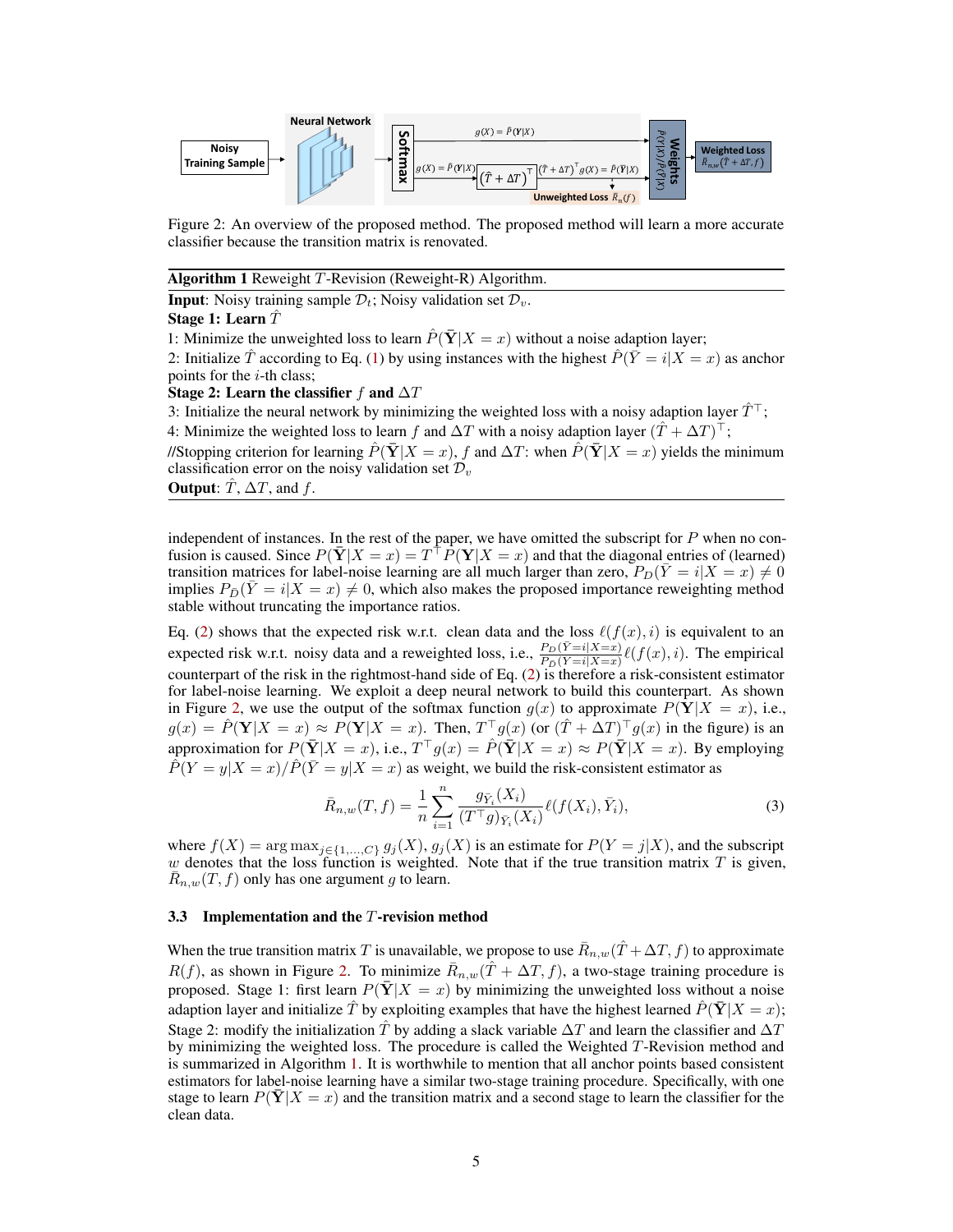Figure 2: An overview of the proposed method. The proposed method will learn a more accurate classifier because the transition matrix is renovated.

**Algorithm 1** Reweight $T$-Revision (Reweight-R) Algorithm.

**Input**: Noisy training sample $\mathcal{D}_t$; Noisy validation set $\mathcal{D}_v$.

**Stage 1: Learn $\hat{T}$**

1: Minimize the unweighted loss to learn $\hat{P}(\bar{\mathbf{Y}}|X=x)$ without a noise adaption layer;

2: Initialize $\hat{T}$ according to Eq. (1) by using instances with the highest $\hat{P}(\bar{Y}=i|X=x)$ as anchor points for the $i$-th class;

**Stage 2: Learn the classifier $f$ and $\Delta T$**

3: Initialize the neural network by minimizing the weighted loss with a noisy adaption layer $\hat{T}^\top$;

4: Minimize the weighted loss to learn $f$ and $\Delta T$ with a noisy adaption layer $(\hat{T}+\Delta T)^\top$;

//Stopping criterion for learning $\hat{P}(\bar{\mathbf{Y}}|X=x)$, $f$ and $\Delta T$: when $\hat{P}(\bar{\mathbf{Y}}|X=x)$ yields the minimum classification error on the noisy validation set $\mathcal{D}_v$

**Output**: $\hat{T}$, $\Delta T$, and $f$.

independent of instances. In the rest of the paper, we have omitted the subscript for $P$ when no confusion is caused. Since $P(\bar{\mathbf{Y}}|X=x)=T^\top P(\mathbf{Y}|X=x)$ and that the diagonal entries of (learned) transition matrices for label-noise learning are all much larger than zero, $P_D(\bar{Y}=i|X=x)\neq 0$ implies $P_{\bar{D}}(\bar{Y}=i|X=x)\neq 0$, which also makes the proposed importance reweighting method stable without truncating the importance ratios.

Eq. (2) shows that the expected risk w.r.t. clean data and the loss $\ell(f(x),i)$ is equivalent to an expected risk w.r.t. noisy data and a reweighted loss, i.e., $\frac{P_D(\bar{Y}=i|X=x)}{P_{\bar{D}}(\bar{Y}=i|X=x)}\ell(f(x),i)$. The empirical counterpart of the risk in the rightmost-hand side of Eq. (2) is therefore a risk-consistent estimator for label-noise learning. We exploit a deep neural network to build this counterpart. As shown in Figure 2, we use the output of the softmax function $g(x)$ to approximate $P(\mathbf{Y}|X=x)$, i.e., $g(x)=\hat{P}(\mathbf{Y}|X=x)\approx P(\mathbf{Y}|X=x)$. Then, $T^\top g(x)$ (or $(\hat{T}+\Delta T)^\top g(x)$ in the figure) is an approximation for $P(\bar{\mathbf{Y}}|X=x)$, i.e., $T^\top g(x)=\hat{P}(\bar{\mathbf{Y}}|X=x)\approx P(\bar{\mathbf{Y}}|X=x)$. By employing $\hat{P}(Y=y|X=x)/\hat{P}(\bar{Y}=y|X=x)$ as weight, we build the risk-consistent estimator as

$$\bar{R}_{n,w}(T,f)=\frac{1}{n}\sum_{i=1}^{n}\frac{g_{\bar{Y}_i}(X_i)}{(T^\top g)_{\bar{Y}_i}(X_i)}\ell(f(X_i),\bar{Y}_i), \tag{3}$$

where $f(X)=\arg\max_{j\in\{1,\dots,C\}} g_j(X)$, $g_j(X)$ is an estimate for $P(Y=j|X)$, and the subscript $w$ denotes that the loss function is weighted. Note that if the true transition matrix $T$ is given, $\bar{R}_{n,w}(T,f)$ only has one argument $g$ to learn.

### 3.3 Implementation and the $T$-revision method

When the true transition matrix $T$ is unavailable, we propose to use $\bar{R}_{n,w}(\hat{T}+\Delta T,f)$ to approximate $R(f)$, as shown in Figure 2. To minimize $\bar{R}_{n,w}(\hat{T}+\Delta T,f)$, a two-stage training procedure is proposed. Stage 1: first learn $P(\bar{\mathbf{Y}}|X=x)$ by minimizing the unweighted loss without a noise adaption layer and initialize $\hat{T}$ by exploiting examples that have the highest learned $\hat{P}(\bar{\mathbf{Y}}|X=x)$; Stage 2: modify the initialization $\hat{T}$ by adding a slack variable $\Delta T$ and learn the classifier and $\Delta T$ by minimizing the weighted loss. The procedure is called the Weighted $T$-Revision method and is summarized in Algorithm 1. It is worthwhile to mention that all anchor points based consistent estimators for label-noise learning have a similar two-stage training procedure. Specifically, with one stage to learn $P(\bar{\mathbf{Y}}|X=x)$ and the transition matrix and a second stage to learn the classifier for the clean data.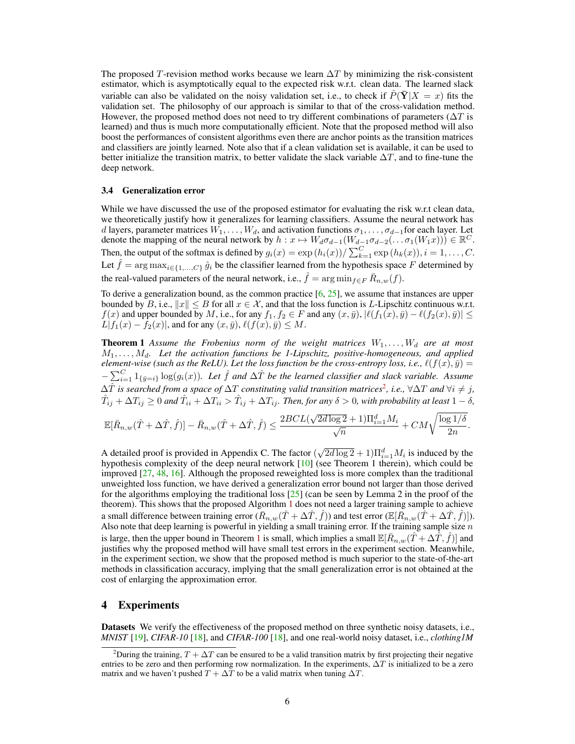The proposed $T$-revision method works because we learn $\Delta T$ by minimizing the risk-consistent estimator, which is asymptotically equal to the expected risk w.r.t. clean data. The learned slack variable can also be validated on the noisy validation set, i.e., to check if $\hat{P}(\bar{\mathbf{Y}}|X = x)$ fits the validation set. The philosophy of our approach is similar to that of the cross-validation method. However, the proposed method does not need to try different combinations of parameters ($\Delta T$ is learned) and thus is much more computationally efficient. Note that the proposed method will also boost the performances of consistent algorithms even there are anchor points as the transition matrices and classifiers are jointly learned. Note also that if a clean validation set is available, it can be used to better initialize the transition matrix, to better validate the slack variable $\Delta T$, and to fine-tune the deep network.

### 3.4 Generalization error

While we have discussed the use of the proposed estimator for evaluating the risk w.r.t clean data, we theoretically justify how it generalizes for learning classifiers. Assume the neural network has $d$ layers, parameter matrices $W_1, \ldots, W_d$, and activation functions $\sigma_1, \ldots, \sigma_{d-1}$for each layer. Let denote the mapping of the neural network by $h : x \mapsto W_d\sigma_{d-1}(W_{d-1}\sigma_{d-2}(\ldots\sigma_1(W_1x))) \in \mathbb{R}^C$. Then, the output of the softmax is defined by $g_i(x) = \exp(h_i(x))/\sum_{k=1}^{C}\exp(h_k(x)), i = 1, \ldots, C$. Let $\hat{f} = \arg\max_{i\in\{1,\ldots,C\}} \hat{g}_i$ be the classifier learned from the hypothesis space $F$ determined by the real-valued parameters of the neural network, i.e., $\hat{f} = \arg\min_{f\in F} \bar{R}_{n,w}(f)$.

To derive a generalization bound, as the common practice [6, 25], we assume that instances are upper bounded by $B$, i.e., $\|x\| \leq B$ for all $x \in \mathcal{X}$, and that the loss function is $L$-Lipschitz continuous w.r.t. $f(x)$ and upper bounded by $M$, i.e., for any $f_1, f_2 \in F$ and any $(x, \bar{y})$, $|\ell(f_1(x), \bar{y}) - \ell(f_2(x), \bar{y})| \leq L|f_1(x) - f_2(x)|$, and for any $(x, \bar{y})$, $\ell(f(x), \bar{y}) \leq M$.

**Theorem 1** *Assume the Frobenius norm of the weight matrices $W_1, \ldots, W_d$ are at most $M_1, \ldots, M_d$. Let the activation functions be 1-Lipschitz, positive-homogeneous, and applied element-wise (such as the ReLU). Let the loss function be the cross-entropy loss, i.e., $\ell(f(x), \bar{y}) = -\sum_{i=1}^{C} 1_{\{\bar{y}=i\}}\log(g_i(x))$. Let $\hat{f}$ and $\Delta\hat{T}$ be the learned classifier and slack variable. Assume $\Delta\hat{T}$ is searched from a space of $\Delta T$ constituting valid transition matrices[2], i.e., $\forall\Delta T$ and $\forall i \neq j$, $\hat{T}_{ij} + \Delta T_{ij} \geq 0$ and $\hat{T}_{ii} + \Delta T_{ii} > \hat{T}_{ij} + \Delta T_{ij}$. Then, for any $\delta > 0$, with probability at least $1 - \delta$,*

$$\mathbb{E}[\bar{R}_{n,w}(\hat{T} + \Delta\hat{T}, \hat{f})] - \bar{R}_{n,w}(\hat{T} + \Delta\hat{T}, \hat{f}) \leq \frac{2BCL(\sqrt{2d\log 2} + 1)\Pi_{i=1}^{d}M_i}{\sqrt{n}} + CM\sqrt{\frac{\log 1/\delta}{2n}}.$$

A detailed proof is provided in Appendix C. The factor $(\sqrt{2d\log 2} + 1)\Pi_{i=1}^{d}M_i$ is induced by the hypothesis complexity of the deep neural network [10] (see Theorem 1 therein), which could be improved [27, 48, 16]. Although the proposed reweighted loss is more complex than the traditional unweighted loss function, we have derived a generalization error bound not larger than those derived for the algorithms employing the traditional loss [25] (can be seen by Lemma 2 in the proof of the theorem). This shows that the proposed Algorithm 1 does not need a larger training sample to achieve a small difference between training error ($\bar{R}_{n,w}(\hat{T} + \Delta\hat{T}, \hat{f})$) and test error ($\mathbb{E}[\bar{R}_{n,w}(\hat{T} + \Delta\hat{T}, \hat{f})]$). Also note that deep learning is powerful in yielding a small training error. If the training sample size $n$ is large, then the upper bound in Theorem 1 is small, which implies a small $\mathbb{E}[\bar{R}_{n,w}(\hat{T} + \Delta\hat{T}, \hat{f})]$ and justifies why the proposed method will have small test errors in the experiment section. Meanwhile, in the experiment section, we show that the proposed method is much superior to the state-of-the-art methods in classification accuracy, implying that the small generalization error is not obtained at the cost of enlarging the approximation error.

## 4 Experiments

**Datasets** We verify the effectiveness of the proposed method on three synthetic noisy datasets, i.e., *MNIST* [19], *CIFAR-10* [18], and *CIFAR-100* [18], and one real-world noisy dataset, i.e., *clothing1M*

[2]During the training, $T + \Delta T$ can be ensured to be a valid transition matrix by first projecting their negative entries to be zero and then performing row normalization. In the experiments, $\Delta T$ is initialized to be a zero matrix and we haven't pushed $T + \Delta T$ to be a valid matrix when tuning $\Delta T$.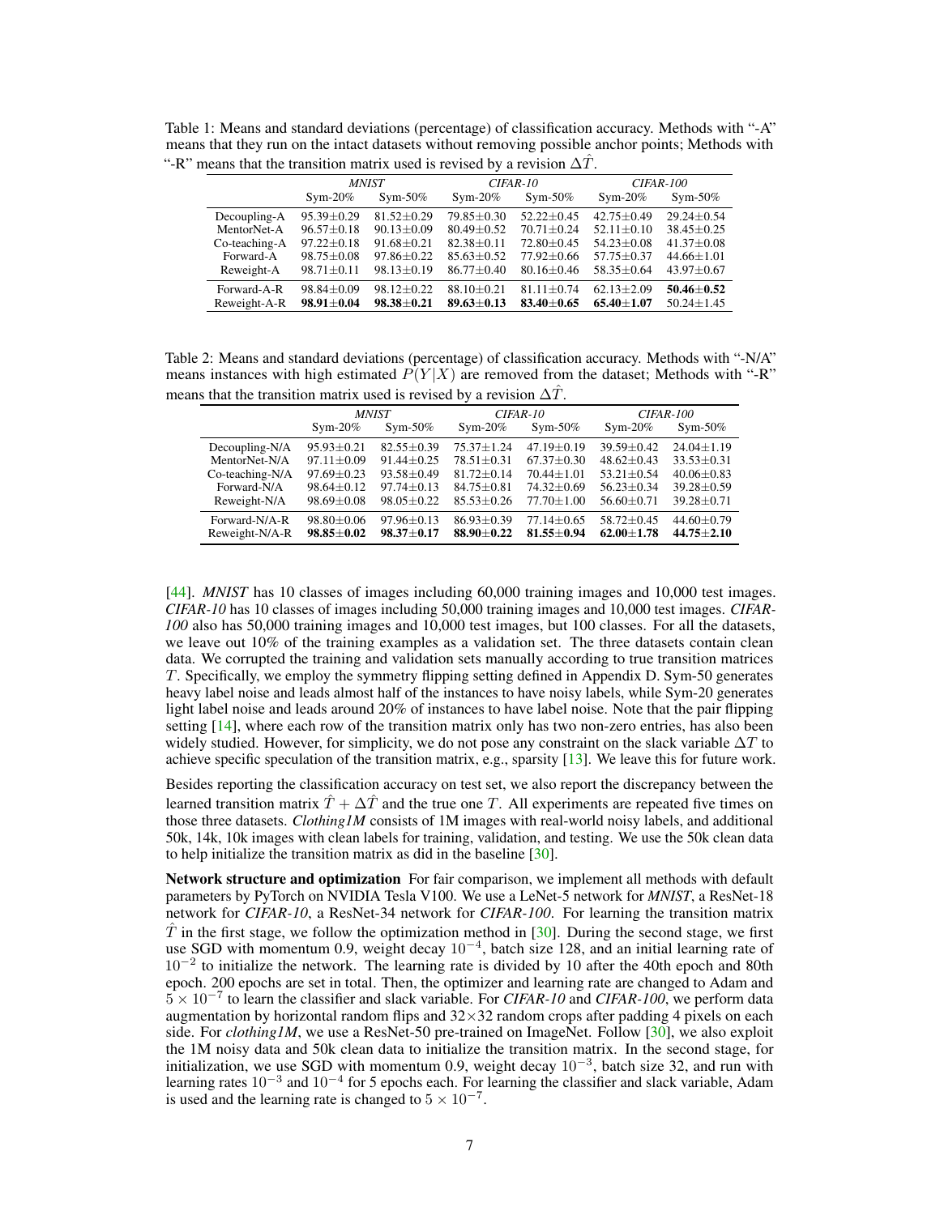Table 1: Means and standard deviations (percentage) of classification accuracy. Methods with "-A" means that they run on the intact datasets without removing possible anchor points; Methods with "-R" means that the transition matrix used is revised by a revision $\Delta\hat{T}$.

| | *MNIST* | | *CIFAR-10* | | *CIFAR-100* | |
|---|---|---|---|---|---|---|
| | Sym-20% | Sym-50% | Sym-20% | Sym-50% | Sym-20% | Sym-50% |
| Decoupling-A | 95.39±0.29 | 81.52±0.29 | 79.85±0.30 | 52.22±0.45 | 42.75±0.49 | 29.24±0.54 |
| MentorNet-A | 96.57±0.18 | 90.13±0.09 | 80.49±0.52 | 70.71±0.24 | 52.11±0.10 | 38.45±0.25 |
| Co-teaching-A | 97.22±0.18 | 91.68±0.21 | 82.38±0.11 | 72.80±0.45 | 54.23±0.08 | 41.37±0.08 |
| Forward-A | 98.75±0.08 | 97.86±0.22 | 85.63±0.52 | 77.92±0.66 | 57.75±0.37 | 44.66±1.01 |
| Reweight-A | 98.71±0.11 | 98.13±0.19 | 86.77±0.40 | 80.16±0.46 | 58.35±0.64 | 43.97±0.67 |
| Forward-A-R | 98.84±0.09 | 98.12±0.22 | 88.10±0.21 | 81.11±0.74 | 62.13±2.09 | **50.46±0.52** |
| Reweight-A-R | **98.91±0.04** | **98.38±0.21** | **89.63±0.13** | **83.40±0.65** | **65.40±1.07** | 50.24±1.45 |

Table 2: Means and standard deviations (percentage) of classification accuracy. Methods with "-N/A" means instances with high estimated $P(Y|X)$ are removed from the dataset; Methods with "-R" means that the transition matrix used is revised by a revision $\Delta\hat{T}$.

| | *MNIST* | | *CIFAR-10* | | *CIFAR-100* | |
|---|---|---|---|---|---|---|
| | Sym-20% | Sym-50% | Sym-20% | Sym-50% | Sym-20% | Sym-50% |
| Decoupling-N/A | 95.93±0.21 | 82.55±0.39 | 75.37±1.24 | 47.19±0.19 | 39.59±0.42 | 24.04±1.19 |
| MentorNet-N/A | 97.11±0.09 | 91.44±0.25 | 78.51±0.31 | 67.37±0.30 | 48.62±0.43 | 33.53±0.31 |
| Co-teaching-N/A | 97.69±0.23 | 93.58±0.49 | 81.72±0.14 | 70.44±1.01 | 53.21±0.54 | 40.06±0.83 |
| Forward-N/A | 98.64±0.12 | 97.74±0.13 | 84.75±0.81 | 74.32±0.69 | 56.23±0.34 | 39.28±0.59 |
| Reweight-N/A | 98.69±0.08 | 98.05±0.22 | 85.53±0.26 | 77.70±1.00 | 56.60±0.71 | 39.28±0.71 |
| Forward-N/A-R | 98.80±0.06 | 97.96±0.13 | 86.93±0.39 | 77.14±0.65 | 58.72±0.45 | 44.60±0.79 |
| Reweight-N/A-R | **98.85±0.02** | **98.37±0.17** | **88.90±0.22** | **81.55±0.94** | **62.00±1.78** | **44.75±2.10** |

[44]. *MNIST* has 10 classes of images including 60,000 training images and 10,000 test images. *CIFAR-10* has 10 classes of images including 50,000 training images and 10,000 test images. *CIFAR-100* also has 50,000 training images and 10,000 test images, but 100 classes. For all the datasets, we leave out 10% of the training examples as a validation set. The three datasets contain clean data. We corrupted the training and validation sets manually according to true transition matrices $T$. Specifically, we employ the symmetry flipping setting defined in Appendix D. Sym-50 generates heavy label noise and leads almost half of the instances to have noisy labels, while Sym-20 generates light label noise and leads around 20% of instances to have label noise. Note that the pair flipping setting [14], where each row of the transition matrix only has two non-zero entries, has also been widely studied. However, for simplicity, we do not pose any constraint on the slack variable $\Delta T$ to achieve specific speculation of the transition matrix, e.g., sparsity [13]. We leave this for future work.

Besides reporting the classification accuracy on test set, we also report the discrepancy between the learned transition matrix $\hat{T} + \Delta\hat{T}$ and the true one $T$. All experiments are repeated five times on those three datasets. *Clothing1M* consists of 1M images with real-world noisy labels, and additional 50k, 14k, 10k images with clean labels for training, validation, and testing. We use the 50k clean data to help initialize the transition matrix as did in the baseline [30].

**Network structure and optimization** For fair comparison, we implement all methods with default parameters by PyTorch on NVIDIA Tesla V100. We use a LeNet-5 network for *MNIST*, a ResNet-18 network for *CIFAR-10*, a ResNet-34 network for *CIFAR-100*. For learning the transition matrix $\hat{T}$ in the first stage, we follow the optimization method in [30]. During the second stage, we first use SGD with momentum 0.9, weight decay $10^{-4}$, batch size 128, and an initial learning rate of $10^{-2}$ to initialize the network. The learning rate is divided by 10 after the 40th epoch and 80th epoch. 200 epochs are set in total. Then, the optimizer and learning rate are changed to Adam and $5 \times 10^{-7}$ to learn the classifier and slack variable. For *CIFAR-10* and *CIFAR-100*, we perform data augmentation by horizontal random flips and 32×32 random crops after padding 4 pixels on each side. For *clothing1M*, we use a ResNet-50 pre-trained on ImageNet. Follow [30], we also exploit the 1M noisy data and 50k clean data to initialize the transition matrix. In the second stage, for initialization, we use SGD with momentum 0.9, weight decay $10^{-3}$, batch size 32, and run with learning rates $10^{-3}$ and $10^{-4}$ for 5 epochs each. For learning the classifier and slack variable, Adam is used and the learning rate is changed to $5 \times 10^{-7}$.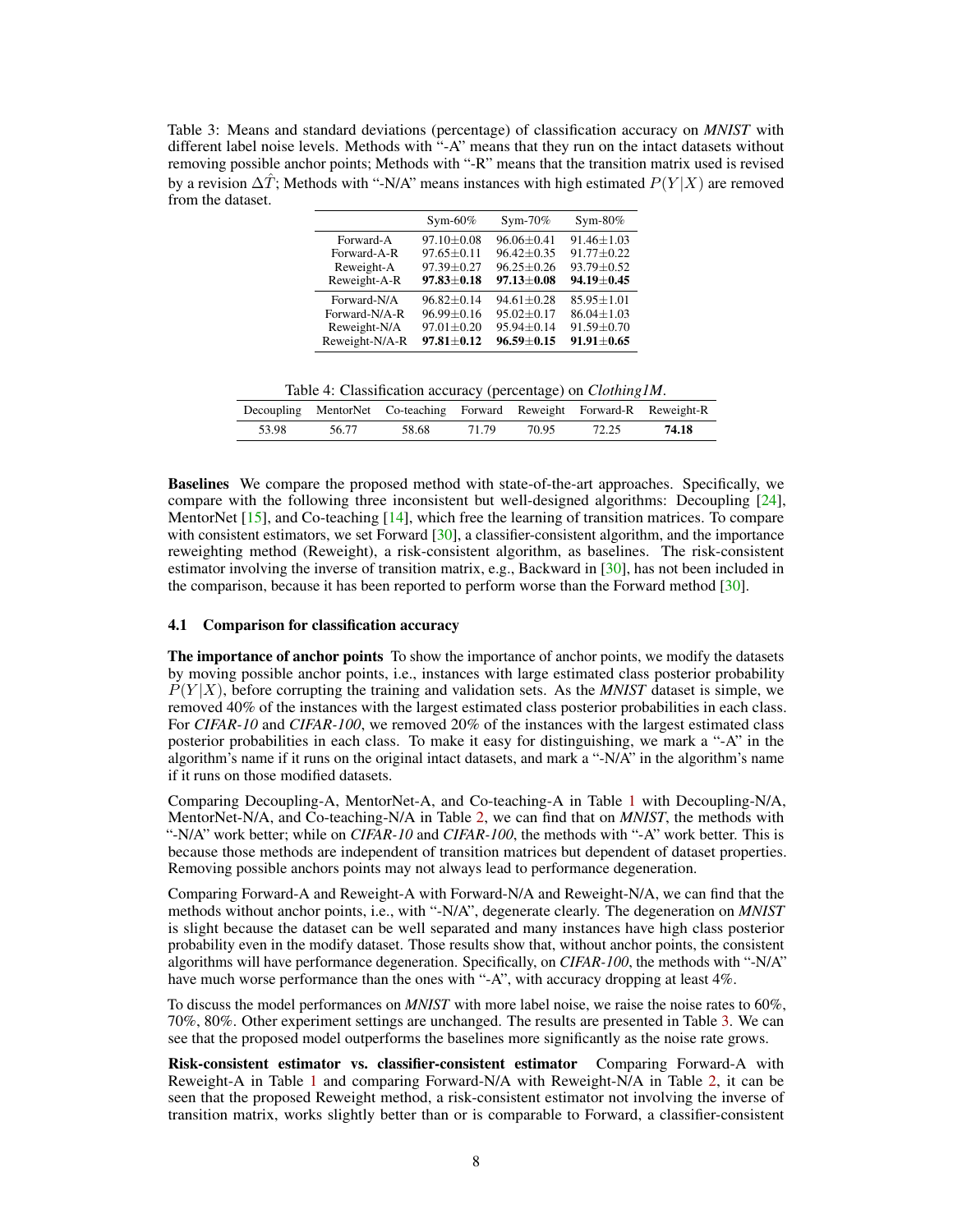Table 3: Means and standard deviations (percentage) of classification accuracy on *MNIST* with different label noise levels. Methods with "-A" means that they run on the intact datasets without removing possible anchor points; Methods with "-R" means that the transition matrix used is revised by a revision $\Delta\hat{T}$; Methods with "-N/A" means instances with high estimated $P(Y|X)$ are removed from the dataset.

| | Sym-60% | Sym-70% | Sym-80% |
|---|---|---|---|
| Forward-A | 97.10±0.08 | 96.06±0.41 | 91.46±1.03 |
| Forward-A-R | 97.65±0.11 | 96.42±0.35 | 91.77±0.22 |
| Reweight-A | 97.39±0.27 | 96.25±0.26 | 93.79±0.52 |
| Reweight-A-R | **97.83±0.18** | **97.13±0.08** | **94.19±0.45** |
| Forward-N/A | 96.82±0.14 | 94.61±0.28 | 85.95±1.01 |
| Forward-N/A-R | 96.99±0.16 | 95.02±0.17 | 86.04±1.03 |
| Reweight-N/A | 97.01±0.20 | 95.94±0.14 | 91.59±0.70 |
| Reweight-N/A-R | **97.81±0.12** | **96.59±0.15** | **91.91±0.65** |

Table 4: Classification accuracy (percentage) on *Clothing1M*.

| Decoupling | MentorNet | Co-teaching | Forward | Reweight | Forward-R | Reweight-R |
|---|---|---|---|---|---|---|
| 53.98 | 56.77 | 58.68 | 71.79 | 70.95 | 72.25 | **74.18** |

**Baselines** We compare the proposed method with state-of-the-art approaches. Specifically, we compare with the following three inconsistent but well-designed algorithms: Decoupling [24], MentorNet [15], and Co-teaching [14], which free the learning of transition matrices. To compare with consistent estimators, we set Forward [30], a classifier-consistent algorithm, and the importance reweighting method (Reweight), a risk-consistent algorithm, as baselines. The risk-consistent estimator involving the inverse of transition matrix, e.g., Backward in [30], has not been included in the comparison, because it has been reported to perform worse than the Forward method [30].

### 4.1 Comparison for classification accuracy

**The importance of anchor points** To show the importance of anchor points, we modify the datasets by moving possible anchor points, i.e., instances with large estimated class posterior probability $P(Y|X)$, before corrupting the training and validation sets. As the *MNIST* dataset is simple, we removed 40% of the instances with the largest estimated class posterior probabilities in each class. For *CIFAR-10* and *CIFAR-100*, we removed 20% of the instances with the largest estimated class posterior probabilities in each class. To make it easy for distinguishing, we mark a "-A" in the algorithm's name if it runs on the original intact datasets, and mark a "-N/A" in the algorithm's name if it runs on those modified datasets.

Comparing Decoupling-A, MentorNet-A, and Co-teaching-A in Table 1 with Decoupling-N/A, MentorNet-N/A, and Co-teaching-N/A in Table 2, we can find that on *MNIST*, the methods with "-N/A" work better; while on *CIFAR-10* and *CIFAR-100*, the methods with "-A" work better. This is because those methods are independent of transition matrices but dependent of dataset properties. Removing possible anchors points may not always lead to performance degeneration.

Comparing Forward-A and Reweight-A with Forward-N/A and Reweight-N/A, we can find that the methods without anchor points, i.e., with "-N/A", degenerate clearly. The degeneration on *MNIST* is slight because the dataset can be well separated and many instances have high class posterior probability even in the modify dataset. Those results show that, without anchor points, the consistent algorithms will have performance degeneration. Specifically, on *CIFAR-100*, the methods with "-N/A" have much worse performance than the ones with "-A", with accuracy dropping at least 4%.

To discuss the model performances on *MNIST* with more label noise, we raise the noise rates to 60%, 70%, 80%. Other experiment settings are unchanged. The results are presented in Table 3. We can see that the proposed model outperforms the baselines more significantly as the noise rate grows.

**Risk-consistent estimator vs. classifier-consistent estimator** Comparing Forward-A with Reweight-A in Table 1 and comparing Forward-N/A with Reweight-N/A in Table 2, it can be seen that the proposed Reweight method, a risk-consistent estimator not involving the inverse of transition matrix, works slightly better than or is comparable to Forward, a classifier-consistent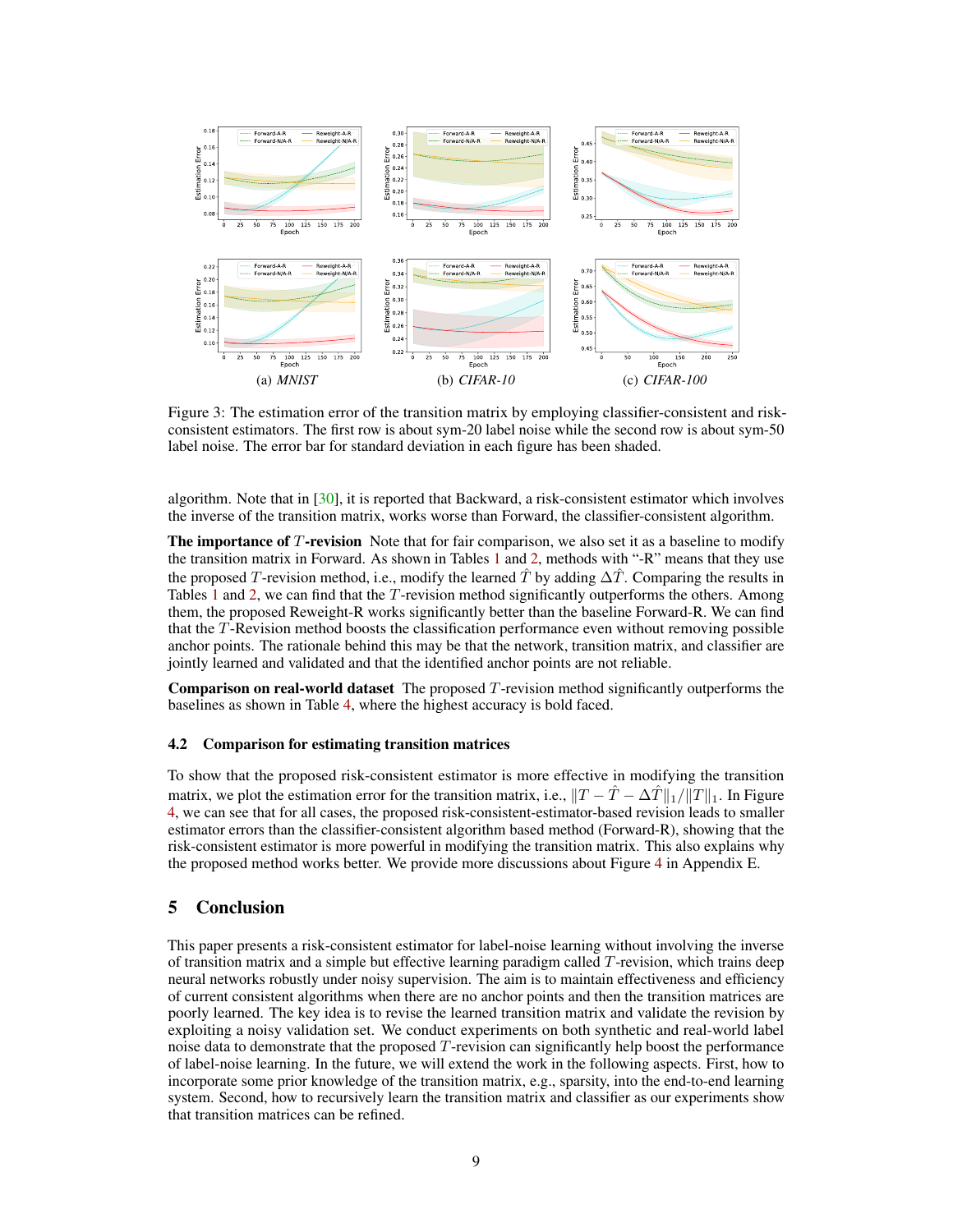(a) *MNIST* (b) *CIFAR-10* (c) *CIFAR-100*

Figure 3: The estimation error of the transition matrix by employing classifier-consistent and risk-consistent estimators. The first row is about sym-20 label noise while the second row is about sym-50 label noise. The error bar for standard deviation in each figure has been shaded.

algorithm. Note that in [30], it is reported that Backward, a risk-consistent estimator which involves the inverse of the transition matrix, works worse than Forward, the classifier-consistent algorithm.

**The importance of $T$-revision** Note that for fair comparison, we also set it as a baseline to modify the transition matrix in Forward. As shown in Tables 1 and 2, methods with "-R" means that they use the proposed $T$-revision method, i.e., modify the learned $\hat{T}$ by adding $\Delta\hat{T}$. Comparing the results in Tables 1 and 2, we can find that the $T$-revision method significantly outperforms the others. Among them, the proposed Reweight-R works significantly better than the baseline Forward-R. We can find that the $T$-Revision method boosts the classification performance even without removing possible anchor points. The rationale behind this may be that the network, transition matrix, and classifier are jointly learned and validated and that the identified anchor points are not reliable.

**Comparison on real-world dataset** The proposed $T$-revision method significantly outperforms the baselines as shown in Table 4, where the highest accuracy is bold faced.

### 4.2 Comparison for estimating transition matrices

To show that the proposed risk-consistent estimator is more effective in modifying the transition matrix, we plot the estimation error for the transition matrix, i.e., $\|T - \hat{T} - \Delta\hat{T}\|_1/\|T\|_1$. In Figure 4, we can see that for all cases, the proposed risk-consistent-estimator-based revision leads to smaller estimator errors than the classifier-consistent algorithm based method (Forward-R), showing that the risk-consistent estimator is more powerful in modifying the transition matrix. This also explains why the proposed method works better. We provide more discussions about Figure 4 in Appendix E.

## 5 Conclusion

This paper presents a risk-consistent estimator for label-noise learning without involving the inverse of transition matrix and a simple but effective learning paradigm called $T$-revision, which trains deep neural networks robustly under noisy supervision. The aim is to maintain effectiveness and efficiency of current consistent algorithms when there are no anchor points and then the transition matrices are poorly learned. The key idea is to revise the learned transition matrix and validate the revision by exploiting a noisy validation set. We conduct experiments on both synthetic and real-world label noise data to demonstrate that the proposed $T$-revision can significantly help boost the performance of label-noise learning. In the future, we will extend the work in the following aspects. First, how to incorporate some prior knowledge of the transition matrix, e.g., sparsity, into the end-to-end learning system. Second, how to recursively learn the transition matrix and classifier as our experiments show that transition matrices can be refined.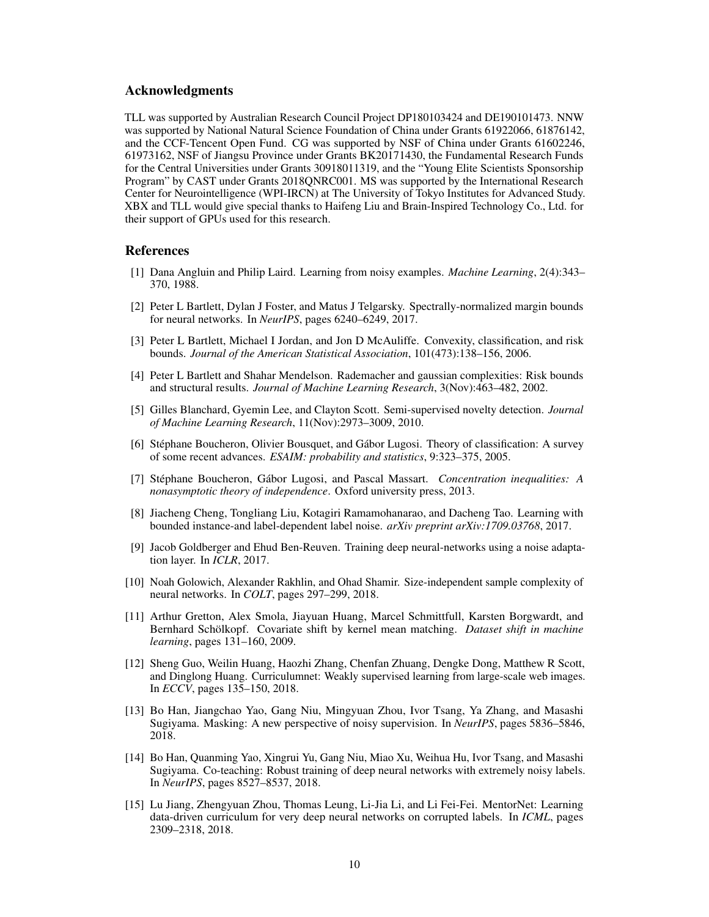## Acknowledgments

TLL was supported by Australian Research Council Project DP180103424 and DE190101473. NNW was supported by National Natural Science Foundation of China under Grants 61922066, 61876142, and the CCF-Tencent Open Fund. CG was supported by NSF of China under Grants 61602246, 61973162, NSF of Jiangsu Province under Grants BK20171430, the Fundamental Research Funds for the Central Universities under Grants 30918011319, and the "Young Elite Scientists Sponsorship Program" by CAST under Grants 2018QNRC001. MS was supported by the International Research Center for Neurointelligence (WPI-IRCN) at The University of Tokyo Institutes for Advanced Study. XBX and TLL would give special thanks to Haifeng Liu and Brain-Inspired Technology Co., Ltd. for their support of GPUs used for this research.

## References

[1] Dana Angluin and Philip Laird. Learning from noisy examples. *Machine Learning*, 2(4):343–370, 1988.

[2] Peter L Bartlett, Dylan J Foster, and Matus J Telgarsky. Spectrally-normalized margin bounds for neural networks. In *NeurIPS*, pages 6240–6249, 2017.

[3] Peter L Bartlett, Michael I Jordan, and Jon D McAuliffe. Convexity, classification, and risk bounds. *Journal of the American Statistical Association*, 101(473):138–156, 2006.

[4] Peter L Bartlett and Shahar Mendelson. Rademacher and gaussian complexities: Risk bounds and structural results. *Journal of Machine Learning Research*, 3(Nov):463–482, 2002.

[5] Gilles Blanchard, Gyemin Lee, and Clayton Scott. Semi-supervised novelty detection. *Journal of Machine Learning Research*, 11(Nov):2973–3009, 2010.

[6] Stéphane Boucheron, Olivier Bousquet, and Gábor Lugosi. Theory of classification: A survey of some recent advances. *ESAIM: probability and statistics*, 9:323–375, 2005.

[7] Stéphane Boucheron, Gábor Lugosi, and Pascal Massart. *Concentration inequalities: A nonasymptotic theory of independence*. Oxford university press, 2013.

[8] Jiacheng Cheng, Tongliang Liu, Kotagiri Ramamohanarao, and Dacheng Tao. Learning with bounded instance-and label-dependent label noise. *arXiv preprint arXiv:1709.03768*, 2017.

[9] Jacob Goldberger and Ehud Ben-Reuven. Training deep neural-networks using a noise adaptation layer. In *ICLR*, 2017.

[10] Noah Golowich, Alexander Rakhlin, and Ohad Shamir. Size-independent sample complexity of neural networks. In *COLT*, pages 297–299, 2018.

[11] Arthur Gretton, Alex Smola, Jiayuan Huang, Marcel Schmittfull, Karsten Borgwardt, and Bernhard Schölkopf. Covariate shift by kernel mean matching. *Dataset shift in machine learning*, pages 131–160, 2009.

[12] Sheng Guo, Weilin Huang, Haozhi Zhang, Chenfan Zhuang, Dengke Dong, Matthew R Scott, and Dinglong Huang. Curriculumnet: Weakly supervised learning from large-scale web images. In *ECCV*, pages 135–150, 2018.

[13] Bo Han, Jiangchao Yao, Gang Niu, Mingyuan Zhou, Ivor Tsang, Ya Zhang, and Masashi Sugiyama. Masking: A new perspective of noisy supervision. In *NeurIPS*, pages 5836–5846, 2018.

[14] Bo Han, Quanming Yao, Xingrui Yu, Gang Niu, Miao Xu, Weihua Hu, Ivor Tsang, and Masashi Sugiyama. Co-teaching: Robust training of deep neural networks with extremely noisy labels. In *NeurIPS*, pages 8527–8537, 2018.

[15] Lu Jiang, Zhengyuan Zhou, Thomas Leung, Li-Jia Li, and Li Fei-Fei. MentorNet: Learning data-driven curriculum for very deep neural networks on corrupted labels. In *ICML*, pages 2309–2318, 2018.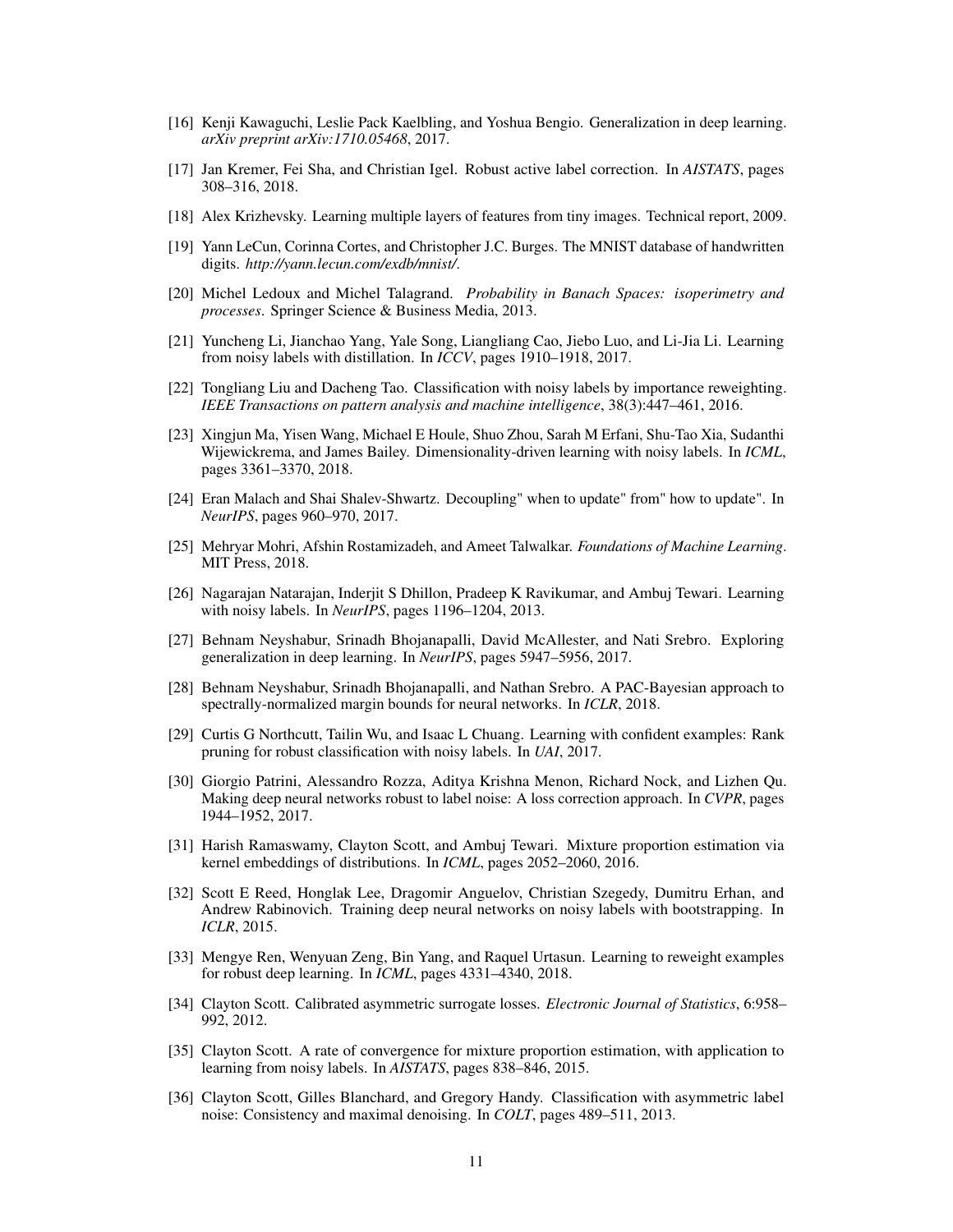[16] Kenji Kawaguchi, Leslie Pack Kaelbling, and Yoshua Bengio. Generalization in deep learning. *arXiv preprint arXiv:1710.05468*, 2017.

[17] Jan Kremer, Fei Sha, and Christian Igel. Robust active label correction. In *AISTATS*, pages 308–316, 2018.

[18] Alex Krizhevsky. Learning multiple layers of features from tiny images. Technical report, 2009.

[19] Yann LeCun, Corinna Cortes, and Christopher J.C. Burges. The MNIST database of handwritten digits. *http://yann.lecun.com/exdb/mnist/*.

[20] Michel Ledoux and Michel Talagrand. *Probability in Banach Spaces: isoperimetry and processes*. Springer Science & Business Media, 2013.

[21] Yuncheng Li, Jianchao Yang, Yale Song, Liangliang Cao, Jiebo Luo, and Li-Jia Li. Learning from noisy labels with distillation. In *ICCV*, pages 1910–1918, 2017.

[22] Tongliang Liu and Dacheng Tao. Classification with noisy labels by importance reweighting. *IEEE Transactions on pattern analysis and machine intelligence*, 38(3):447–461, 2016.

[23] Xingjun Ma, Yisen Wang, Michael E Houle, Shuo Zhou, Sarah M Erfani, Shu-Tao Xia, Sudanthi Wijewickrema, and James Bailey. Dimensionality-driven learning with noisy labels. In *ICML*, pages 3361–3370, 2018.

[24] Eran Malach and Shai Shalev-Shwartz. Decoupling" when to update" from" how to update". In *NeurIPS*, pages 960–970, 2017.

[25] Mehryar Mohri, Afshin Rostamizadeh, and Ameet Talwalkar. *Foundations of Machine Learning*. MIT Press, 2018.

[26] Nagarajan Natarajan, Inderjit S Dhillon, Pradeep K Ravikumar, and Ambuj Tewari. Learning with noisy labels. In *NeurIPS*, pages 1196–1204, 2013.

[27] Behnam Neyshabur, Srinadh Bhojanapalli, David McAllester, and Nati Srebro. Exploring generalization in deep learning. In *NeurIPS*, pages 5947–5956, 2017.

[28] Behnam Neyshabur, Srinadh Bhojanapalli, and Nathan Srebro. A PAC-Bayesian approach to spectrally-normalized margin bounds for neural networks. In *ICLR*, 2018.

[29] Curtis G Northcutt, Tailin Wu, and Isaac L Chuang. Learning with confident examples: Rank pruning for robust classification with noisy labels. In *UAI*, 2017.

[30] Giorgio Patrini, Alessandro Rozza, Aditya Krishna Menon, Richard Nock, and Lizhen Qu. Making deep neural networks robust to label noise: A loss correction approach. In *CVPR*, pages 1944–1952, 2017.

[31] Harish Ramaswamy, Clayton Scott, and Ambuj Tewari. Mixture proportion estimation via kernel embeddings of distributions. In *ICML*, pages 2052–2060, 2016.

[32] Scott E Reed, Honglak Lee, Dragomir Anguelov, Christian Szegedy, Dumitru Erhan, and Andrew Rabinovich. Training deep neural networks on noisy labels with bootstrapping. In *ICLR*, 2015.

[33] Mengye Ren, Wenyuan Zeng, Bin Yang, and Raquel Urtasun. Learning to reweight examples for robust deep learning. In *ICML*, pages 4331–4340, 2018.

[34] Clayton Scott. Calibrated asymmetric surrogate losses. *Electronic Journal of Statistics*, 6:958–992, 2012.

[35] Clayton Scott. A rate of convergence for mixture proportion estimation, with application to learning from noisy labels. In *AISTATS*, pages 838–846, 2015.

[36] Clayton Scott, Gilles Blanchard, and Gregory Handy. Classification with asymmetric label noise: Consistency and maximal denoising. In *COLT*, pages 489–511, 2013.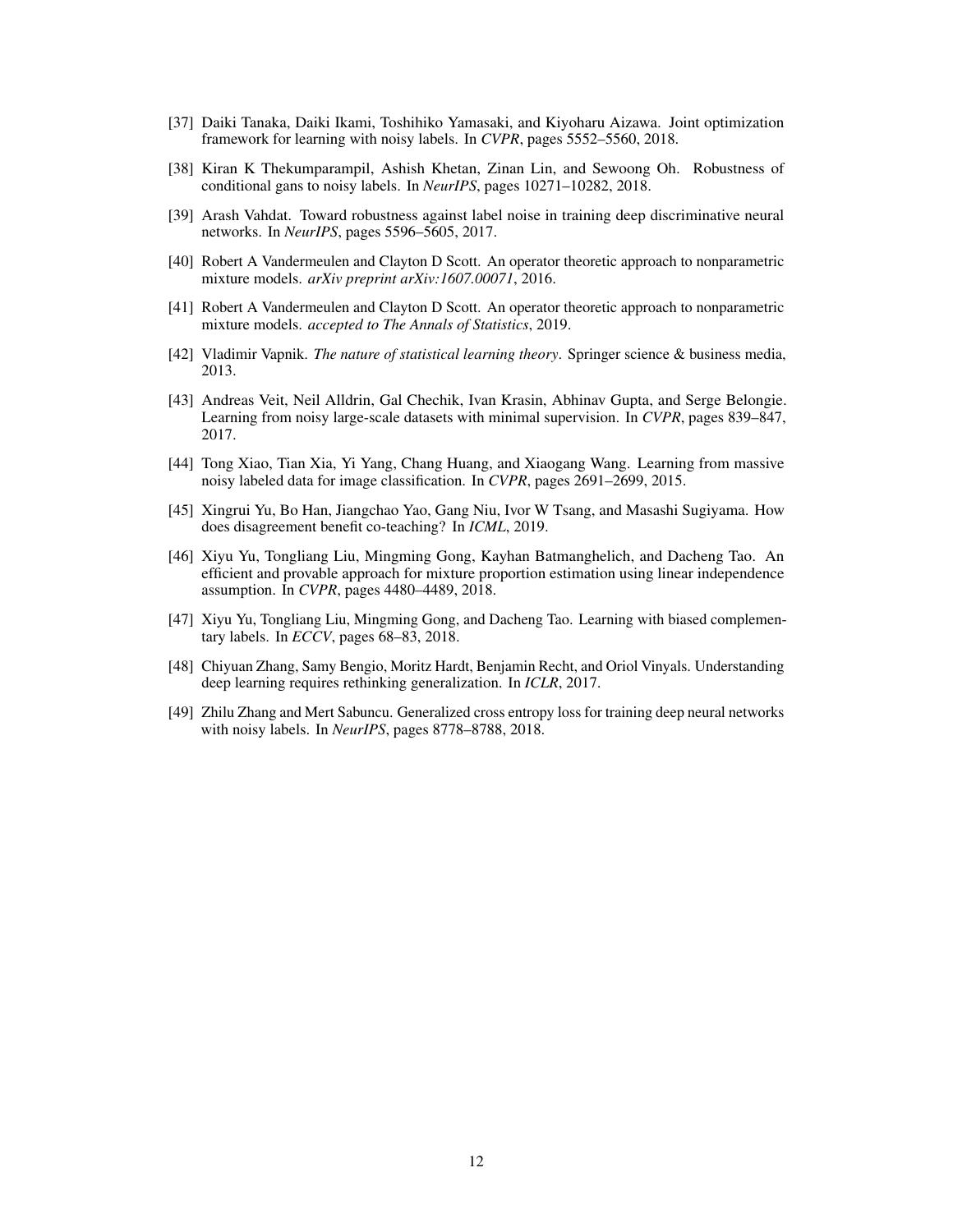[37] Daiki Tanaka, Daiki Ikami, Toshihiko Yamasaki, and Kiyoharu Aizawa. Joint optimization framework for learning with noisy labels. In *CVPR*, pages 5552–5560, 2018.

[38] Kiran K Thekumparampil, Ashish Khetan, Zinan Lin, and Sewoong Oh. Robustness of conditional gans to noisy labels. In *NeurIPS*, pages 10271–10282, 2018.

[39] Arash Vahdat. Toward robustness against label noise in training deep discriminative neural networks. In *NeurIPS*, pages 5596–5605, 2017.

[40] Robert A Vandermeulen and Clayton D Scott. An operator theoretic approach to nonparametric mixture models. *arXiv preprint arXiv:1607.00071*, 2016.

[41] Robert A Vandermeulen and Clayton D Scott. An operator theoretic approach to nonparametric mixture models. *accepted to The Annals of Statistics*, 2019.

[42] Vladimir Vapnik. *The nature of statistical learning theory*. Springer science & business media, 2013.

[43] Andreas Veit, Neil Alldrin, Gal Chechik, Ivan Krasin, Abhinav Gupta, and Serge Belongie. Learning from noisy large-scale datasets with minimal supervision. In *CVPR*, pages 839–847, 2017.

[44] Tong Xiao, Tian Xia, Yi Yang, Chang Huang, and Xiaogang Wang. Learning from massive noisy labeled data for image classification. In *CVPR*, pages 2691–2699, 2015.

[45] Xingrui Yu, Bo Han, Jiangchao Yao, Gang Niu, Ivor W Tsang, and Masashi Sugiyama. How does disagreement benefit co-teaching? In *ICML*, 2019.

[46] Xiyu Yu, Tongliang Liu, Mingming Gong, Kayhan Batmanghelich, and Dacheng Tao. An efficient and provable approach for mixture proportion estimation using linear independence assumption. In *CVPR*, pages 4480–4489, 2018.

[47] Xiyu Yu, Tongliang Liu, Mingming Gong, and Dacheng Tao. Learning with biased complementary labels. In *ECCV*, pages 68–83, 2018.

[48] Chiyuan Zhang, Samy Bengio, Moritz Hardt, Benjamin Recht, and Oriol Vinyals. Understanding deep learning requires rethinking generalization. In *ICLR*, 2017.

[49] Zhilu Zhang and Mert Sabuncu. Generalized cross entropy loss for training deep neural networks with noisy labels. In *NeurIPS*, pages 8778–8788, 2018.